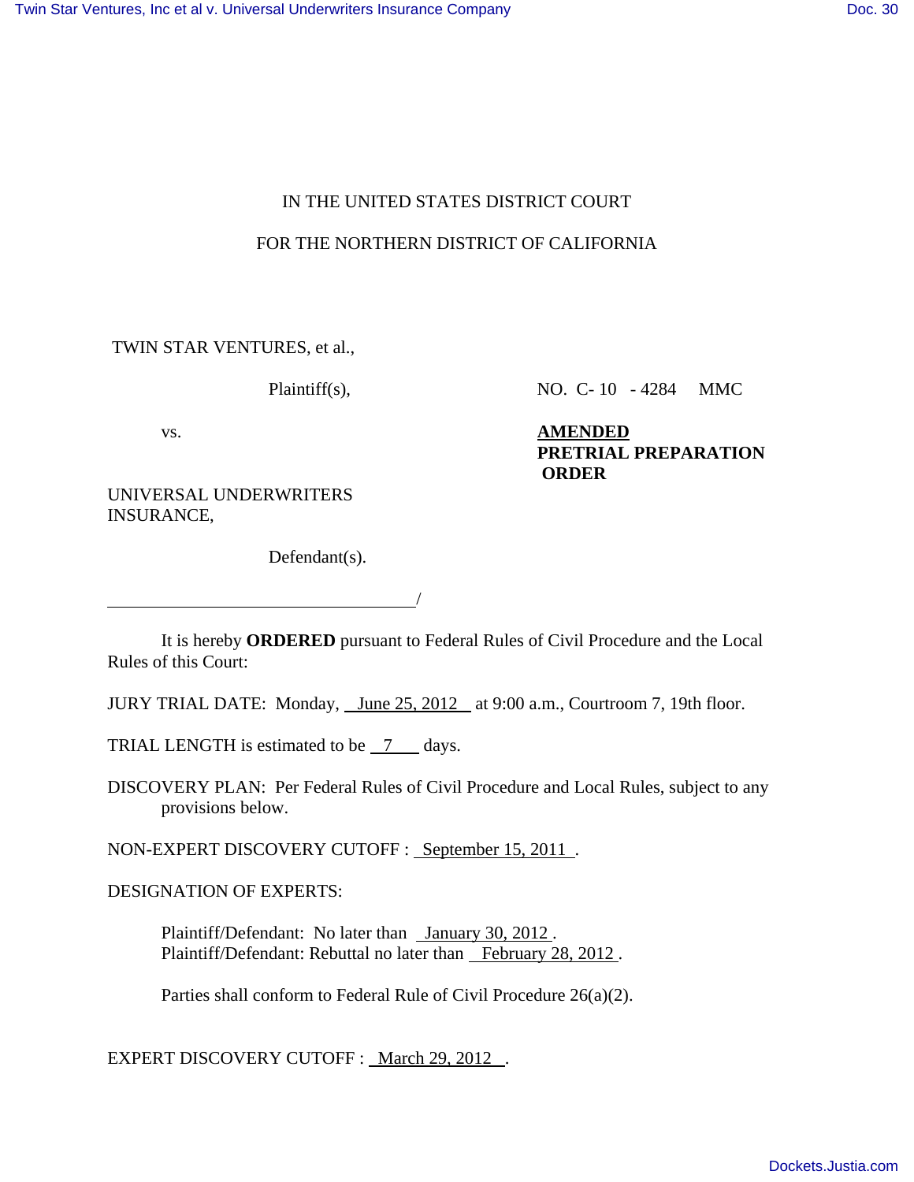IN THE UNITED STATES DISTRICT COURT

FOR THE NORTHERN DISTRICT OF CALIFORNIA

TWIN STAR VENTURES, et al.,

Plaintiff(s),

vs.

UNIVERSAL UNDERWRITERS INSURANCE,

Defendant(s).

/

NO. C- 10 - 4284 MMC

**AMENDED**
**PRETRIAL PREPARATION ORDER**

It is hereby **ORDERED** pursuant to Federal Rules of Civil Procedure and the Local Rules of this Court:

JURY TRIAL DATE: Monday, June 25, 2012 at 9:00 a.m., Courtroom 7, 19th floor.

TRIAL LENGTH is estimated to be 7 days.

DISCOVERY PLAN: Per Federal Rules of Civil Procedure and Local Rules, subject to any provisions below.

NON-EXPERT DISCOVERY CUTOFF : September 15, 2011 .

DESIGNATION OF EXPERTS:

Plaintiff/Defendant: No later than January 30, 2012 .
Plaintiff/Defendant: Rebuttal no later than February 28, 2012 .

Parties shall conform to Federal Rule of Civil Procedure 26(a)(2).

EXPERT DISCOVERY CUTOFF : March 29, 2012 .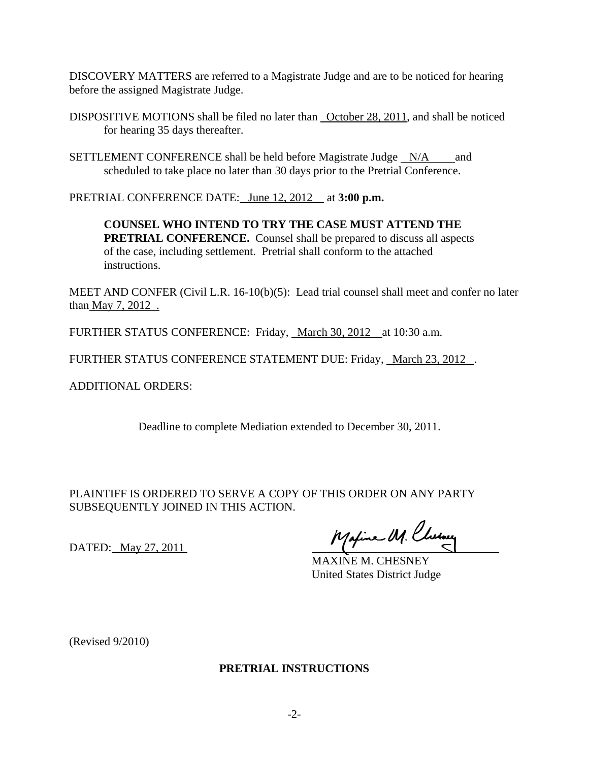DISCOVERY MATTERS are referred to a Magistrate Judge and are to be noticed for hearing before the assigned Magistrate Judge.

DISPOSITIVE MOTIONS shall be filed no later than October 28, 2011, and shall be noticed for hearing 35 days thereafter.

SETTLEMENT CONFERENCE shall be held before Magistrate Judge N/A and scheduled to take place no later than 30 days prior to the Pretrial Conference.

PRETRIAL CONFERENCE DATE: June 12, 2012 at **3:00 p.m.**

> **COUNSEL WHO INTEND TO TRY THE CASE MUST ATTEND THE PRETRIAL CONFERENCE.** Counsel shall be prepared to discuss all aspects of the case, including settlement. Pretrial shall conform to the attached instructions.

MEET AND CONFER (Civil L.R. 16-10(b)(5): Lead trial counsel shall meet and confer no later than May 7, 2012 .

FURTHER STATUS CONFERENCE: Friday, March 30, 2012 at 10:30 a.m.

FURTHER STATUS CONFERENCE STATEMENT DUE: Friday, March 23, 2012 .

ADDITIONAL ORDERS:

Deadline to complete Mediation extended to December 30, 2011.

PLAINTIFF IS ORDERED TO SERVE A COPY OF THIS ORDER ON ANY PARTY SUBSEQUENTLY JOINED IN THIS ACTION.

DATED: May 27, 2011

MAXINE M. CHESNEY
United States District Judge

(Revised 9/2010)

**PRETRIAL INSTRUCTIONS**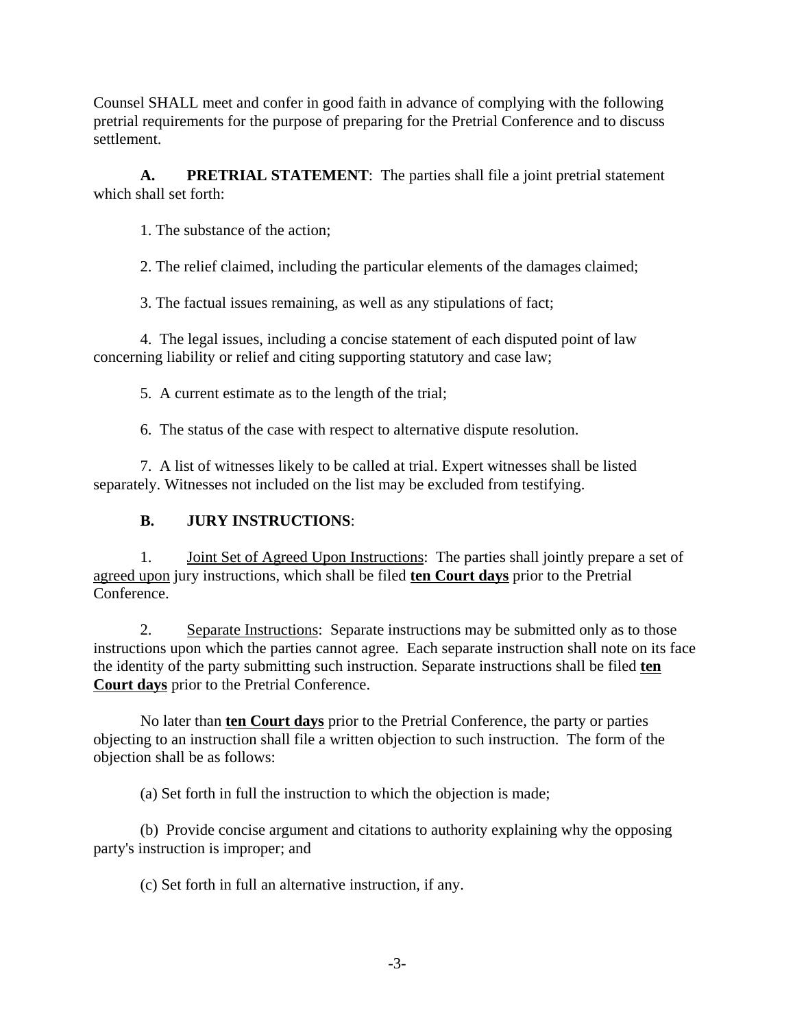Counsel SHALL meet and confer in good faith in advance of complying with the following pretrial requirements for the purpose of preparing for the Pretrial Conference and to discuss settlement.

**A. PRETRIAL STATEMENT**: The parties shall file a joint pretrial statement which shall set forth:

1. The substance of the action;

2. The relief claimed, including the particular elements of the damages claimed;

3. The factual issues remaining, as well as any stipulations of fact;

4. The legal issues, including a concise statement of each disputed point of law concerning liability or relief and citing supporting statutory and case law;

5. A current estimate as to the length of the trial;

6. The status of the case with respect to alternative dispute resolution.

7. A list of witnesses likely to be called at trial. Expert witnesses shall be listed separately. Witnesses not included on the list may be excluded from testifying.

**B. JURY INSTRUCTIONS**:

1. <u>Joint Set of Agreed Upon Instructions</u>: The parties shall jointly prepare a set of <u>agreed upon</u> jury instructions, which shall be filed **<u>ten Court days</u>** prior to the Pretrial Conference.

2. <u>Separate Instructions</u>: Separate instructions may be submitted only as to those instructions upon which the parties cannot agree. Each separate instruction shall note on its face the identity of the party submitting such instruction. Separate instructions shall be filed **<u>ten Court days</u>** prior to the Pretrial Conference.

No later than **<u>ten Court days</u>** prior to the Pretrial Conference, the party or parties objecting to an instruction shall file a written objection to such instruction. The form of the objection shall be as follows:

(a) Set forth in full the instruction to which the objection is made;

(b) Provide concise argument and citations to authority explaining why the opposing party's instruction is improper; and

(c) Set forth in full an alternative instruction, if any.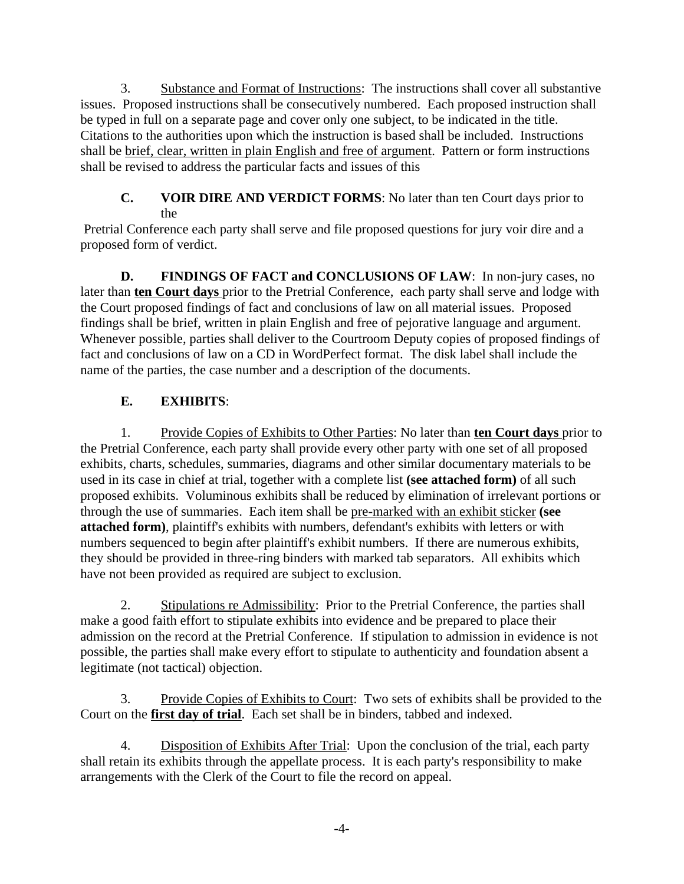3. Substance and Format of Instructions: The instructions shall cover all substantive issues. Proposed instructions shall be consecutively numbered. Each proposed instruction shall be typed in full on a separate page and cover only one subject, to be indicated in the title. Citations to the authorities upon which the instruction is based shall be included. Instructions shall be brief, clear, written in plain English and free of argument. Pattern or form instructions shall be revised to address the particular facts and issues of this

**C. VOIR DIRE AND VERDICT FORMS**: No later than ten Court days prior to the Pretrial Conference each party shall serve and file proposed questions for jury voir dire and a proposed form of verdict.

**D. FINDINGS OF FACT and CONCLUSIONS OF LAW**: In non-jury cases, no later than **ten Court days** prior to the Pretrial Conference, each party shall serve and lodge with the Court proposed findings of fact and conclusions of law on all material issues. Proposed findings shall be brief, written in plain English and free of pejorative language and argument. Whenever possible, parties shall deliver to the Courtroom Deputy copies of proposed findings of fact and conclusions of law on a CD in WordPerfect format. The disk label shall include the name of the parties, the case number and a description of the documents.

**E. EXHIBITS**:

1. Provide Copies of Exhibits to Other Parties: No later than **ten Court days** prior to the Pretrial Conference, each party shall provide every other party with one set of all proposed exhibits, charts, schedules, summaries, diagrams and other similar documentary materials to be used in its case in chief at trial, together with a complete list **(see attached form)** of all such proposed exhibits. Voluminous exhibits shall be reduced by elimination of irrelevant portions or through the use of summaries. Each item shall be pre-marked with an exhibit sticker **(see attached form)**, plaintiff's exhibits with numbers, defendant's exhibits with letters or with numbers sequenced to begin after plaintiff's exhibit numbers. If there are numerous exhibits, they should be provided in three-ring binders with marked tab separators. All exhibits which have not been provided as required are subject to exclusion.

2. Stipulations re Admissibility: Prior to the Pretrial Conference, the parties shall make a good faith effort to stipulate exhibits into evidence and be prepared to place their admission on the record at the Pretrial Conference. If stipulation to admission in evidence is not possible, the parties shall make every effort to stipulate to authenticity and foundation absent a legitimate (not tactical) objection.

3. Provide Copies of Exhibits to Court: Two sets of exhibits shall be provided to the Court on the **first day of trial**. Each set shall be in binders, tabbed and indexed.

4. Disposition of Exhibits After Trial: Upon the conclusion of the trial, each party shall retain its exhibits through the appellate process. It is each party's responsibility to make arrangements with the Clerk of the Court to file the record on appeal.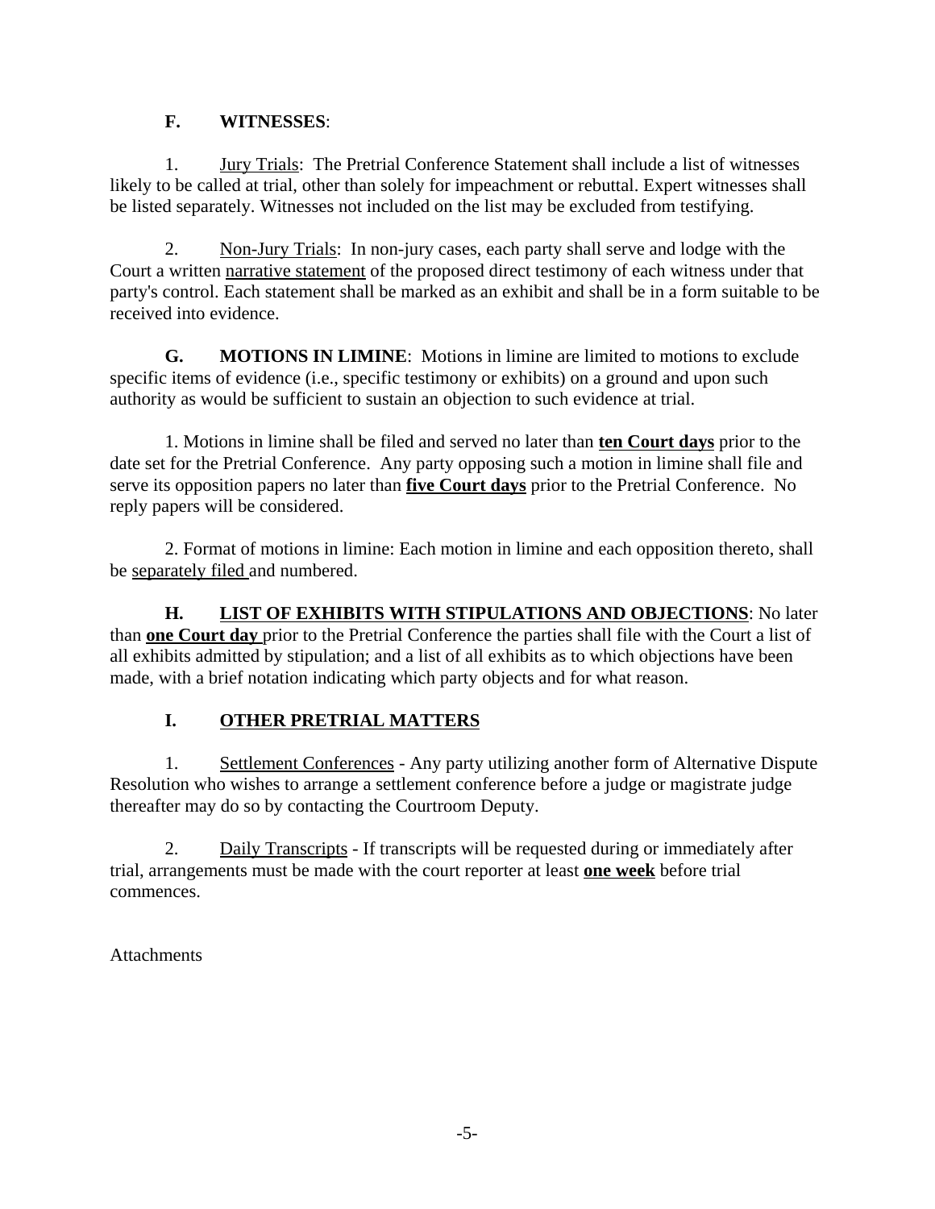**F. WITNESSES**:

1. Jury Trials: The Pretrial Conference Statement shall include a list of witnesses likely to be called at trial, other than solely for impeachment or rebuttal. Expert witnesses shall be listed separately. Witnesses not included on the list may be excluded from testifying.

2. Non-Jury Trials: In non-jury cases, each party shall serve and lodge with the Court a written narrative statement of the proposed direct testimony of each witness under that party's control. Each statement shall be marked as an exhibit and shall be in a form suitable to be received into evidence.

**G. MOTIONS IN LIMINE**: Motions in limine are limited to motions to exclude specific items of evidence (i.e., specific testimony or exhibits) on a ground and upon such authority as would be sufficient to sustain an objection to such evidence at trial.

1. Motions in limine shall be filed and served no later than **ten Court days** prior to the date set for the Pretrial Conference. Any party opposing such a motion in limine shall file and serve its opposition papers no later than **five Court days** prior to the Pretrial Conference. No reply papers will be considered.

2. Format of motions in limine: Each motion in limine and each opposition thereto, shall be separately filed and numbered.

**H. LIST OF EXHIBITS WITH STIPULATIONS AND OBJECTIONS**: No later than **one Court day** prior to the Pretrial Conference the parties shall file with the Court a list of all exhibits admitted by stipulation; and a list of all exhibits as to which objections have been made, with a brief notation indicating which party objects and for what reason.

**I. OTHER PRETRIAL MATTERS**

1. Settlement Conferences - Any party utilizing another form of Alternative Dispute Resolution who wishes to arrange a settlement conference before a judge or magistrate judge thereafter may do so by contacting the Courtroom Deputy.

2. Daily Transcripts - If transcripts will be requested during or immediately after trial, arrangements must be made with the court reporter at least **one week** before trial commences.

Attachments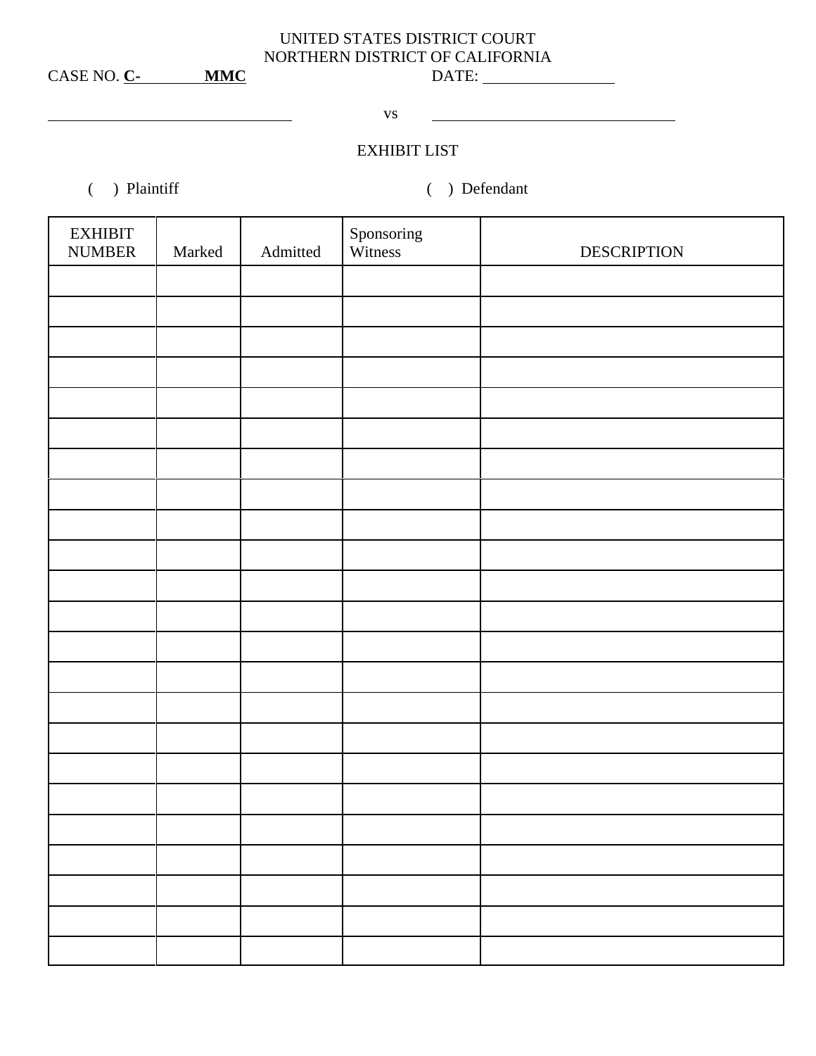UNITED STATES DISTRICT COURT
NORTHERN DISTRICT OF CALIFORNIA

CASE NO. **C-\_\_\_\_\_\_\_\_ MMC**  DATE: \_\_\_\_\_\_\_\_\_\_\_\_\_\_\_\_

\_\_\_\_\_\_\_\_\_\_\_\_\_\_\_\_\_\_\_\_\_\_\_\_\_\_\_\_\_\_ vs \_\_\_\_\_\_\_\_\_\_\_\_\_\_\_\_\_\_\_\_\_\_\_\_\_\_\_\_\_\_

EXHIBIT LIST

(  ) Plaintiff  (  ) Defendant

| EXHIBIT NUMBER | Marked | Admitted | Sponsoring Witness | DESCRIPTION |
|---|---|---|---|---|
| | | | | |
| | | | | |
| | | | | |
| | | | | |
| | | | | |
| | | | | |
| | | | | |
| | | | | |
| | | | | |
| | | | | |
| | | | | |
| | | | | |
| | | | | |
| | | | | |
| | | | | |
| | | | | |
| | | | | |
| | | | | |
| | | | | |
| | | | | |
| | | | | |
| | | | | |
| | | | | |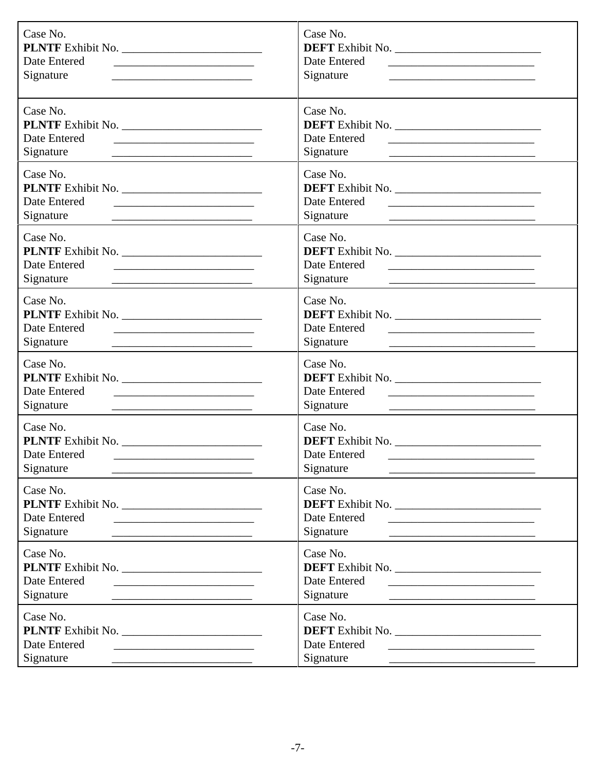| | |
|---|---|
| Case No.<br>**PLNTF** Exhibit No. ________________________<br>Date Entered ________________________<br>Signature ________________________ | Case No.<br>**DEFT** Exhibit No. _________________________<br>Date Entered _________________________<br>Signature _________________________ |
| Case No.<br>**PLNTF** Exhibit No. ________________________<br>Date Entered ________________________<br>Signature ________________________ | Case No.<br>**DEFT** Exhibit No. _________________________<br>Date Entered _________________________<br>Signature _________________________ |
| Case No.<br>**PLNTF** Exhibit No. ________________________<br>Date Entered ________________________<br>Signature ________________________ | Case No.<br>**DEFT** Exhibit No. _________________________<br>Date Entered _________________________<br>Signature _________________________ |
| Case No.<br>**PLNTF** Exhibit No. ________________________<br>Date Entered ________________________<br>Signature ________________________ | Case No.<br>**DEFT** Exhibit No. _________________________<br>Date Entered _________________________<br>Signature _________________________ |
| Case No.<br>**PLNTF** Exhibit No. ________________________<br>Date Entered ________________________<br>Signature ________________________ | Case No.<br>**DEFT** Exhibit No. _________________________<br>Date Entered _________________________<br>Signature _________________________ |
| Case No.<br>**PLNTF** Exhibit No. ________________________<br>Date Entered ________________________<br>Signature ________________________ | Case No.<br>**DEFT** Exhibit No. _________________________<br>Date Entered _________________________<br>Signature _________________________ |
| Case No.<br>**PLNTF** Exhibit No. ________________________<br>Date Entered ________________________<br>Signature ________________________ | Case No.<br>**DEFT** Exhibit No. _________________________<br>Date Entered _________________________<br>Signature _________________________ |
| Case No.<br>**PLNTF** Exhibit No. ________________________<br>Date Entered ________________________<br>Signature ________________________ | Case No.<br>**DEFT** Exhibit No. _________________________<br>Date Entered _________________________<br>Signature _________________________ |
| Case No.<br>**PLNTF** Exhibit No. ________________________<br>Date Entered ________________________<br>Signature ________________________ | Case No.<br>**DEFT** Exhibit No. _________________________<br>Date Entered _________________________<br>Signature _________________________ |
| Case No.<br>**PLNTF** Exhibit No. ________________________<br>Date Entered ________________________<br>Signature ________________________ | Case No.<br>**DEFT** Exhibit No. _________________________<br>Date Entered _________________________<br>Signature _________________________ |